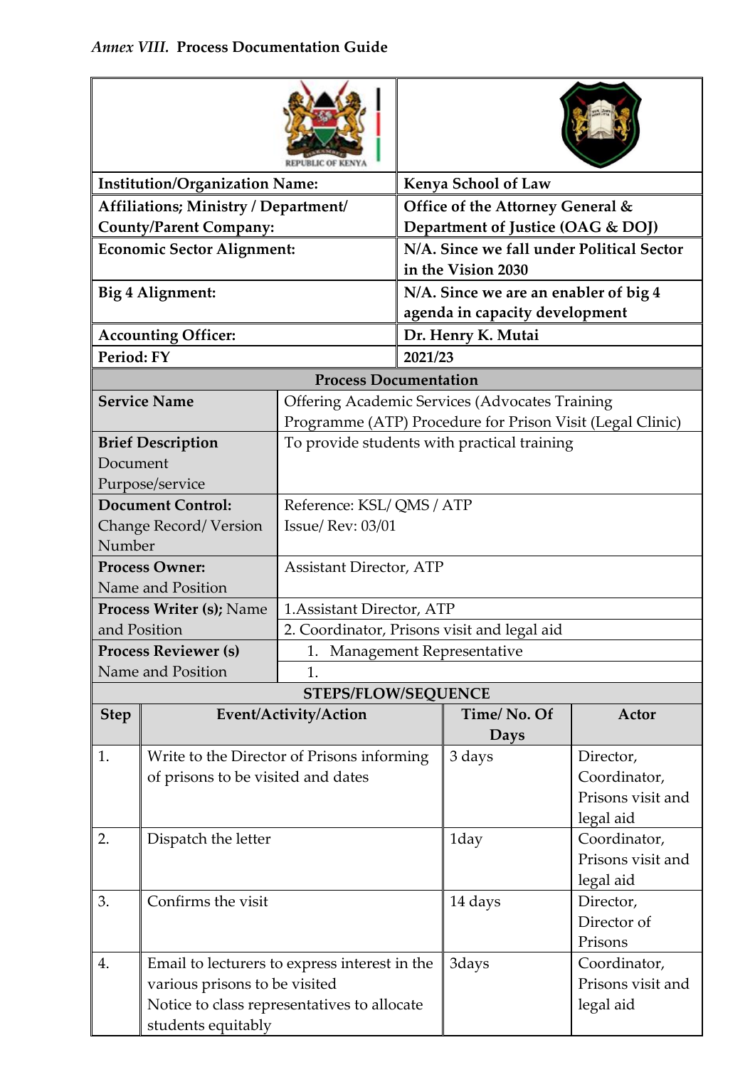*Annex VIII.* **Process Documentation Guide**

| | |
|---|---|
| **Institution/Organization Name:** | **Kenya School of Law** |
| **Affiliations; Ministry / Department/ County/Parent Company:** | **Office of the Attorney General & Department of Justice (OAG & DOJ)** |
| **Economic Sector Alignment:** | **N/A. Since we fall under Political Sector in the Vision 2030** |
| **Big 4 Alignment:** | **N/A. Since we are an enabler of big 4 agenda in capacity development** |
| **Accounting Officer:** | **Dr. Henry K. Mutai** |
| **Period: FY** | **2021/23** |

**Process Documentation**

| | |
|---|---|
| **Service Name** | Offering Academic Services (Advocates Training Programme (ATP) Procedure for Prison Visit (Legal Clinic) |
| **Brief Description** Document Purpose/service | To provide students with practical training |
| **Document Control:** Change Record/ Version Number | Reference: KSL/ QMS / ATP<br>Issue/ Rev: 03/01 |
| **Process Owner:** Name and Position | Assistant Director, ATP |
| **Process Writer (s);** Name and Position | 1.Assistant Director, ATP<br>2. Coordinator, Prisons visit and legal aid |
| **Process Reviewer (s)** Name and Position | 1. Management Representative<br>1. |

**STEPS/FLOW/SEQUENCE**

| Step | Event/Activity/Action | Time/ No. Of Days | Actor |
|---|---|---|---|
| 1. | Write to the Director of Prisons informing of prisons to be visited and dates | 3 days | Director, Coordinator, Prisons visit and legal aid |
| 2. | Dispatch the letter | 1day | Coordinator, Prisons visit and legal aid |
| 3. | Confirms the visit | 14 days | Director, Director of Prisons |
| 4. | Email to lecturers to express interest in the various prisons to be visited<br>Notice to class representatives to allocate students equitably | 3days | Coordinator, Prisons visit and legal aid |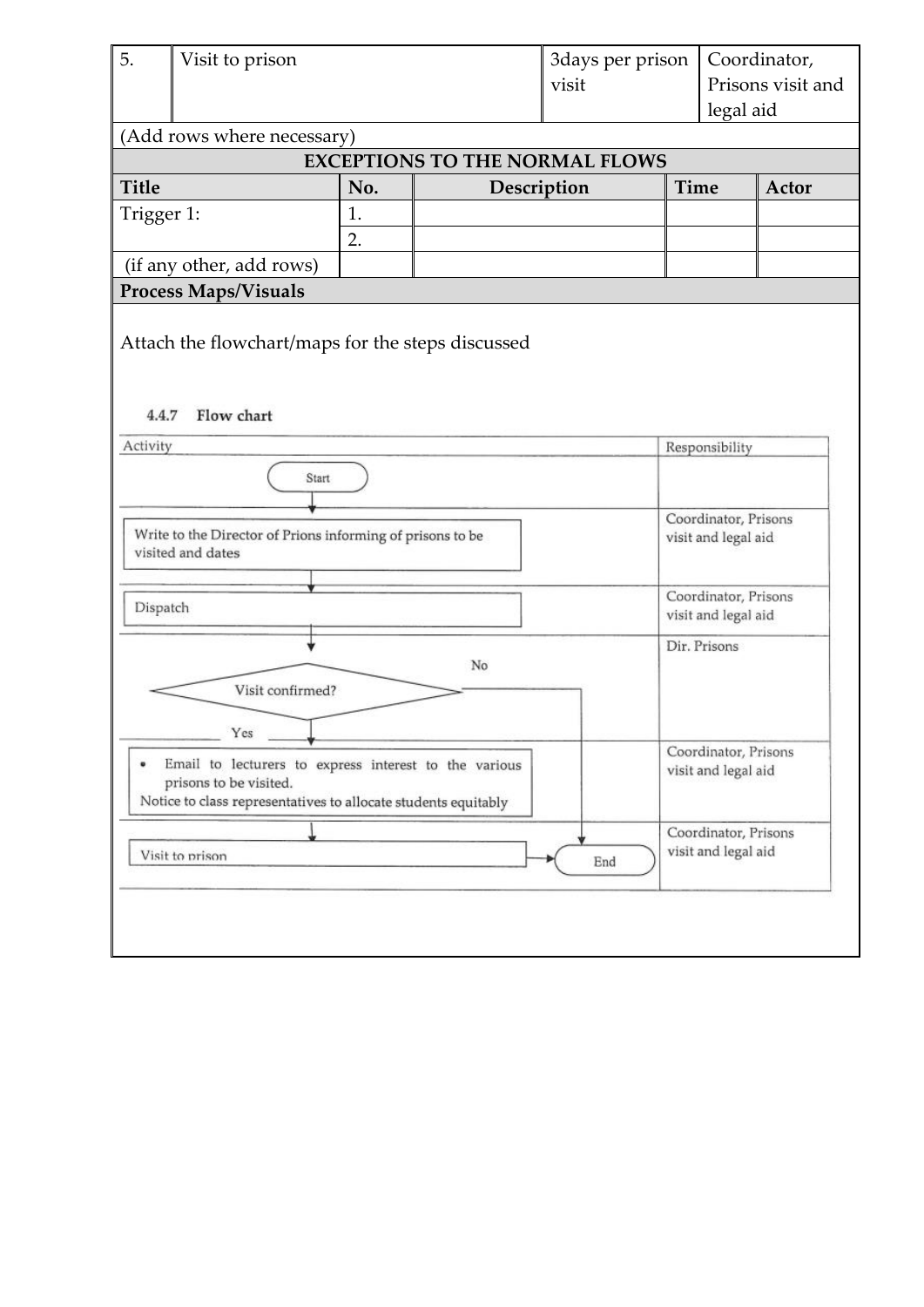| | | | |
|---|---|---|---|
| 5. | Visit to prison | 3days per prison visit | Coordinator, Prisons visit and legal aid |

(Add rows where necessary)

**EXCEPTIONS TO THE NORMAL FLOWS**

| Title | No. | Description | Time | Actor |
|---|---|---|---|---|
| Trigger 1: | 1. | | | |
| | 2. | | | |
| (if any other, add rows) | | | | |

**Process Maps/Visuals**

Attach the flowchart/maps for the steps discussed

4.4.7 Flow chart

Activity
Responsibility
Start
Write to the Director of Prions informing of prisons to be visited and dates
Coordinator, Prisons visit and legal aid
Dispatch
Coordinator, Prisons visit and legal aid
Visit confirmed?
Dir. Prisons
No
Yes
• Email to lecturers to express interest to the various prisons to be visited.
Notice to class representatives to allocate students equitably
Coordinator, Prisons visit and legal aid
Visit to prison
End
Coordinator, Prisons visit and legal aid